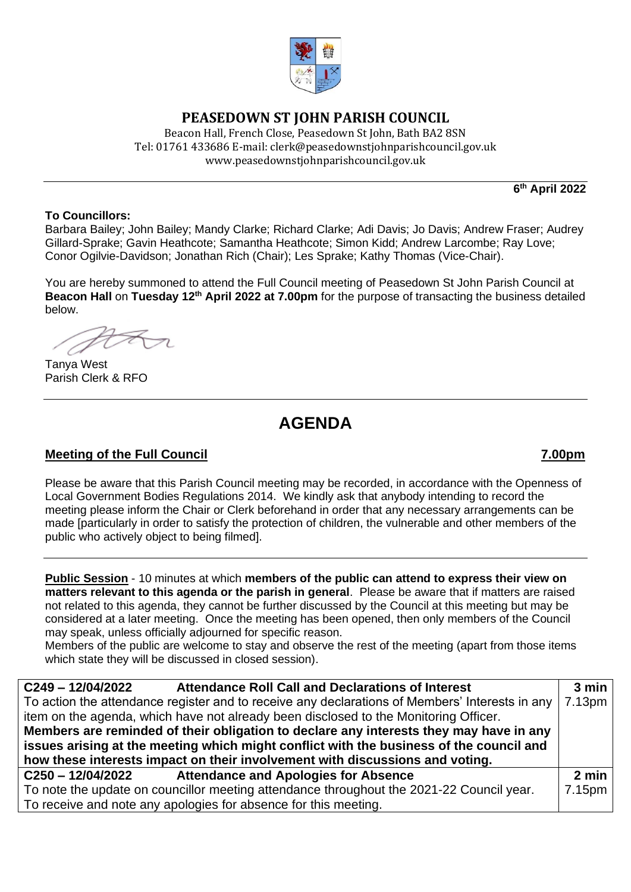# PEASEDOWN ST JOHN PARISH COUNCIL

Beacon Hall, French Close, Peasedown St John, Bath BA2 8SN
Tel: 01761 433686 E-mail: clerk@peasedownstjohnparishcouncil.gov.uk
www.peasedownstjohnparishcouncil.gov.uk

**6th April 2022**

**To Councillors:**
Barbara Bailey; John Bailey; Mandy Clarke; Richard Clarke; Adi Davis; Jo Davis; Andrew Fraser; Audrey Gillard-Sprake; Gavin Heathcote; Samantha Heathcote; Simon Kidd; Andrew Larcombe; Ray Love; Conor Ogilvie-Davidson; Jonathan Rich (Chair); Les Sprake; Kathy Thomas (Vice-Chair).

You are hereby summoned to attend the Full Council meeting of Peasedown St John Parish Council at **Beacon Hall** on **Tuesday 12th April 2022 at 7.00pm** for the purpose of transacting the business detailed below.

Tanya West
Parish Clerk & RFO

# AGENDA

**Meeting of the Full Council** **7.00pm**

Please be aware that this Parish Council meeting may be recorded, in accordance with the Openness of Local Government Bodies Regulations 2014. We kindly ask that anybody intending to record the meeting please inform the Chair or Clerk beforehand in order that any necessary arrangements can be made [particularly in order to satisfy the protection of children, the vulnerable and other members of the public who actively object to being filmed].

**Public Session** - 10 minutes at which **members of the public can attend to express their view on matters relevant to this agenda or the parish in general**. Please be aware that if matters are raised not related to this agenda, they cannot be further discussed by the Council at this meeting but may be considered at a later meeting. Once the meeting has been opened, then only members of the Council may speak, unless officially adjourned for specific reason.
Members of the public are welcome to stay and observe the rest of the meeting (apart from those items which state they will be discussed in closed session).

| **C249 – 12/04/2022 Attendance Roll Call and Declarations of Interest** | **3 min** |
|---|---|
| To action the attendance register and to receive any declarations of Members' Interests in any item on the agenda, which have not already been disclosed to the Monitoring Officer. **Members are reminded of their obligation to declare any interests they may have in any issues arising at the meeting which might conflict with the business of the council and how these interests impact on their involvement with discussions and voting.** | 7.13pm |
| **C250 – 12/04/2022 Attendance and Apologies for Absence** | **2 min** |
| To note the update on councillor meeting attendance throughout the 2021-22 Council year. To receive and note any apologies for absence for this meeting. | 7.15pm |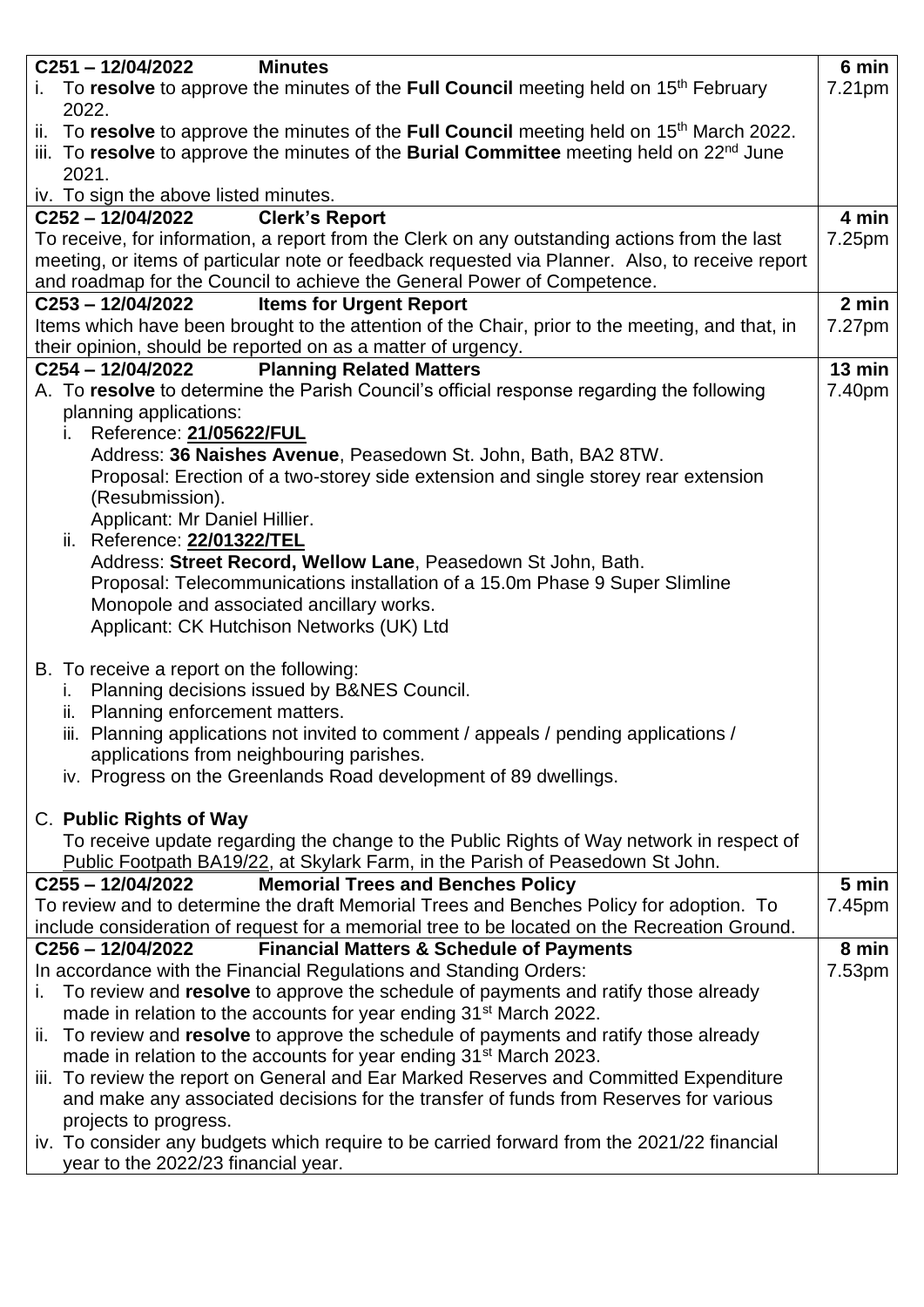| | |
|---|---|
| **C251 – 12/04/2022 Minutes**<br>i. To **resolve** to approve the minutes of the **Full Council** meeting held on 15th February 2022.<br>ii. To **resolve** to approve the minutes of the **Full Council** meeting held on 15th March 2022.<br>iii. To **resolve** to approve the minutes of the **Burial Committee** meeting held on 22nd June 2021.<br>iv. To sign the above listed minutes. | **6 min**<br>7.21pm |
| **C252 – 12/04/2022 Clerk's Report**<br>To receive, for information, a report from the Clerk on any outstanding actions from the last meeting, or items of particular note or feedback requested via Planner. Also, to receive report and roadmap for the Council to achieve the General Power of Competence. | **4 min**<br>7.25pm |
| **C253 – 12/04/2022 Items for Urgent Report**<br>Items which have been brought to the attention of the Chair, prior to the meeting, and that, in their opinion, should be reported on as a matter of urgency. | **2 min**<br>7.27pm |
| **C254 – 12/04/2022 Planning Related Matters**<br>A. To **resolve** to determine the Parish Council's official response regarding the following planning applications:<br>i. Reference: **21/05622/FUL**<br>Address: **36 Naishes Avenue**, Peasedown St. John, Bath, BA2 8TW.<br>Proposal: Erection of a two-storey side extension and single storey rear extension (Resubmission).<br>Applicant: Mr Daniel Hillier.<br>ii. Reference: **22/01322/TEL**<br>Address: **Street Record, Wellow Lane**, Peasedown St John, Bath.<br>Proposal: Telecommunications installation of a 15.0m Phase 9 Super Slimline Monopole and associated ancillary works.<br>Applicant: CK Hutchison Networks (UK) Ltd<br><br>B. To receive a report on the following:<br>i. Planning decisions issued by B&NES Council.<br>ii. Planning enforcement matters.<br>iii. Planning applications not invited to comment / appeals / pending applications / applications from neighbouring parishes.<br>iv. Progress on the Greenlands Road development of 89 dwellings.<br><br>C. **Public Rights of Way**<br>To receive update regarding the change to the Public Rights of Way network in respect of Public Footpath BA19/22, at Skylark Farm, in the Parish of Peasedown St John. | **13 min**<br>7.40pm |
| **C255 – 12/04/2022 Memorial Trees and Benches Policy**<br>To review and to determine the draft Memorial Trees and Benches Policy for adoption. To include consideration of request for a memorial tree to be located on the Recreation Ground. | **5 min**<br>7.45pm |
| **C256 – 12/04/2022 Financial Matters & Schedule of Payments**<br>In accordance with the Financial Regulations and Standing Orders:<br>i. To review and **resolve** to approve the schedule of payments and ratify those already made in relation to the accounts for year ending 31st March 2022.<br>ii. To review and **resolve** to approve the schedule of payments and ratify those already made in relation to the accounts for year ending 31st March 2023.<br>iii. To review the report on General and Ear Marked Reserves and Committed Expenditure and make any associated decisions for the transfer of funds from Reserves for various projects to progress.<br>iv. To consider any budgets which require to be carried forward from the 2021/22 financial year to the 2022/23 financial year. | **8 min**<br>7.53pm |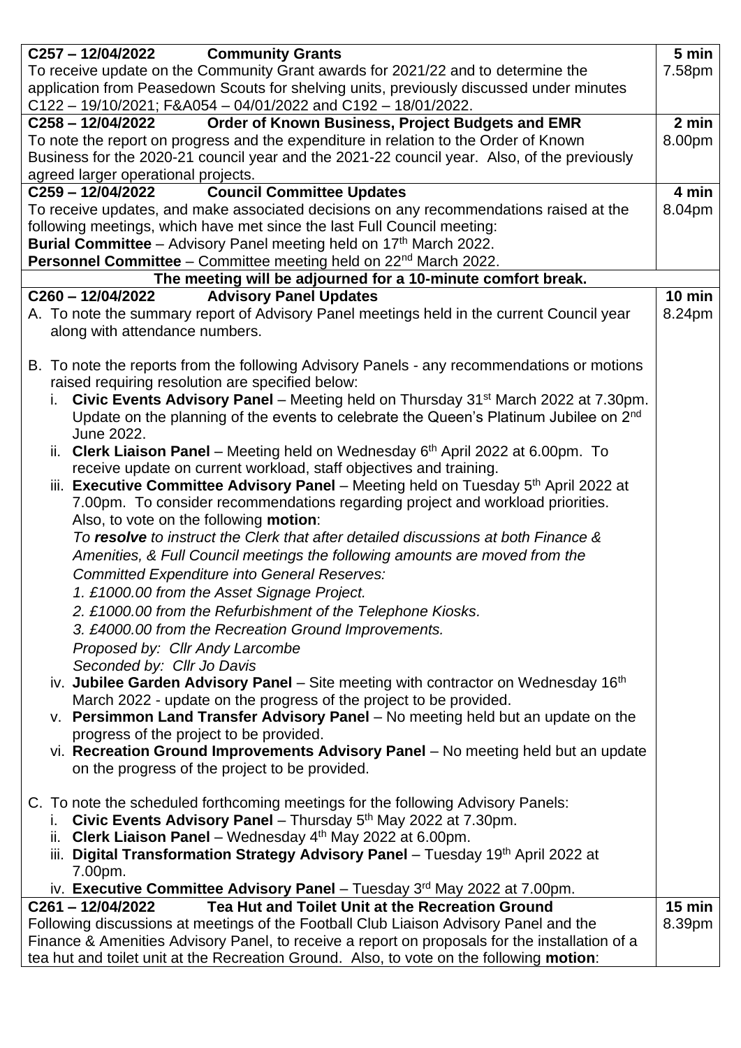| | |
|---|---|
| **C257 – 12/04/2022 Community Grants**<br>To receive update on the Community Grant awards for 2021/22 and to determine the application from Peasedown Scouts for shelving units, previously discussed under minutes C122 – 19/10/2021; F&A054 – 04/01/2022 and C192 – 18/01/2022. | **5 min**<br>7.58pm |
| **C258 – 12/04/2022 Order of Known Business, Project Budgets and EMR**<br>To note the report on progress and the expenditure in relation to the Order of Known Business for the 2020-21 council year and the 2021-22 council year. Also, of the previously agreed larger operational projects. | **2 min**<br>8.00pm |
| **C259 – 12/04/2022 Council Committee Updates**<br>To receive updates, and make associated decisions on any recommendations raised at the following meetings, which have met since the last Full Council meeting:<br>**Burial Committee** – Advisory Panel meeting held on 17th March 2022.<br>**Personnel Committee** – Committee meeting held on 22nd March 2022. | **4 min**<br>8.04pm |
| **The meeting will be adjourned for a 10-minute comfort break.** | |
| **C260 – 12/04/2022 Advisory Panel Updates**<br>A. To note the summary report of Advisory Panel meetings held in the current Council year along with attendance numbers.<br><br>B. To note the reports from the following Advisory Panels - any recommendations or motions raised requiring resolution are specified below:<br>i. **Civic Events Advisory Panel** – Meeting held on Thursday 31st March 2022 at 7.30pm. Update on the planning of the events to celebrate the Queen's Platinum Jubilee on 2nd June 2022.<br>ii. **Clerk Liaison Panel** – Meeting held on Wednesday 6th April 2022 at 6.00pm. To receive update on current workload, staff objectives and training.<br>iii. **Executive Committee Advisory Panel** – Meeting held on Tuesday 5th April 2022 at 7.00pm. To consider recommendations regarding project and workload priorities. Also, to vote on the following **motion**:<br>*To **resolve** to instruct the Clerk that after detailed discussions at both Finance & Amenities, & Full Council meetings the following amounts are moved from the Committed Expenditure into General Reserves:*<br>*1. £1000.00 from the Asset Signage Project.*<br>*2. £1000.00 from the Refurbishment of the Telephone Kiosks.*<br>*3. £4000.00 from the Recreation Ground Improvements.*<br>*Proposed by: Cllr Andy Larcombe*<br>*Seconded by: Cllr Jo Davis*<br>iv. **Jubilee Garden Advisory Panel** – Site meeting with contractor on Wednesday 16th March 2022 - update on the progress of the project to be provided.<br>v. **Persimmon Land Transfer Advisory Panel** – No meeting held but an update on the progress of the project to be provided.<br>vi. **Recreation Ground Improvements Advisory Panel** – No meeting held but an update on the progress of the project to be provided.<br><br>C. To note the scheduled forthcoming meetings for the following Advisory Panels:<br>i. **Civic Events Advisory Panel** – Thursday 5th May 2022 at 7.30pm.<br>ii. **Clerk Liaison Panel** – Wednesday 4th May 2022 at 6.00pm.<br>iii. **Digital Transformation Strategy Advisory Panel** – Tuesday 19th April 2022 at 7.00pm.<br>iv. **Executive Committee Advisory Panel** – Tuesday 3rd May 2022 at 7.00pm. | **10 min**<br>8.24pm |
| **C261 – 12/04/2022 Tea Hut and Toilet Unit at the Recreation Ground**<br>Following discussions at meetings of the Football Club Liaison Advisory Panel and the Finance & Amenities Advisory Panel, to receive a report on proposals for the installation of a tea hut and toilet unit at the Recreation Ground. Also, to vote on the following **motion**: | **15 min**<br>8.39pm |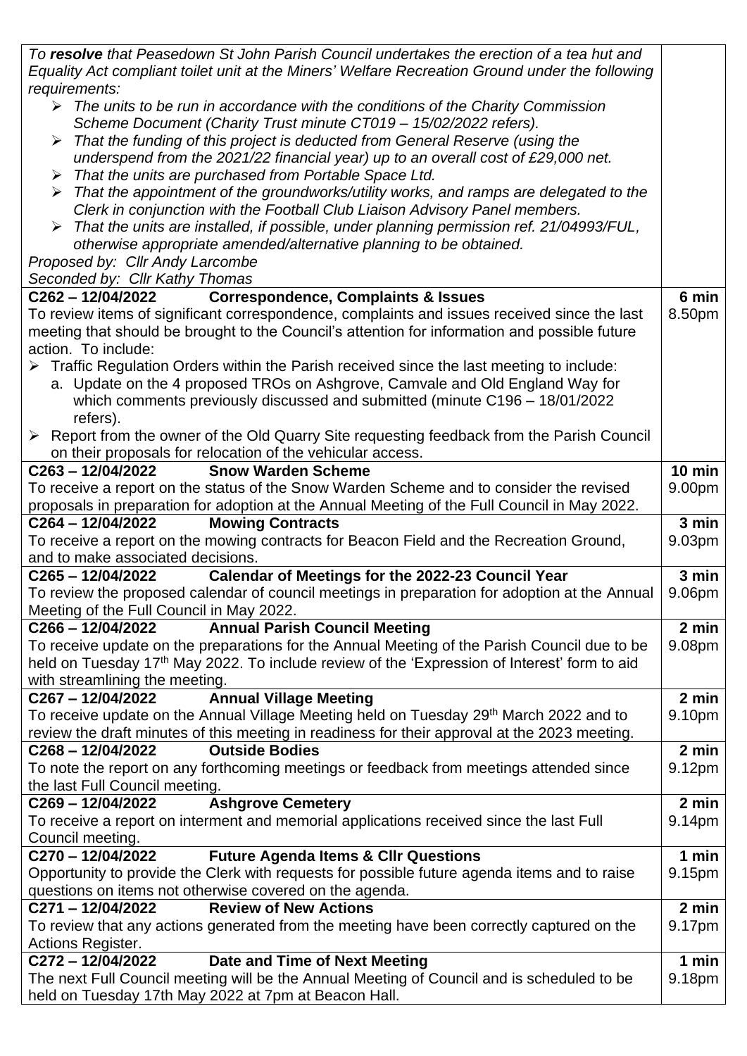| | |
|---|---|
| *To **resolve** that Peasedown St John Parish Council undertakes the erection of a tea hut and Equality Act compliant toilet unit at the Miners' Welfare Recreation Ground under the following requirements:*<br>➢ *The units to be run in accordance with the conditions of the Charity Commission Scheme Document (Charity Trust minute CT019 – 15/02/2022 refers).*<br>➢ *That the funding of this project is deducted from General Reserve (using the underspend from the 2021/22 financial year) up to an overall cost of £29,000 net.*<br>➢ *That the units are purchased from Portable Space Ltd.*<br>➢ *That the appointment of the groundworks/utility works, and ramps are delegated to the Clerk in conjunction with the Football Club Liaison Advisory Panel members.*<br>➢ *That the units are installed, if possible, under planning permission ref. 21/04993/FUL, otherwise appropriate amended/alternative planning to be obtained.*<br>*Proposed by: Cllr Andy Larcombe*<br>*Seconded by: Cllr Kathy Thomas* | |
| **C262 – 12/04/2022 Correspondence, Complaints & Issues**<br>To review items of significant correspondence, complaints and issues received since the last meeting that should be brought to the Council's attention for information and possible future action. To include:<br>➢ Traffic Regulation Orders within the Parish received since the last meeting to include:<br>a. Update on the 4 proposed TROs on Ashgrove, Camvale and Old England Way for which comments previously discussed and submitted (minute C196 – 18/01/2022 refers).<br>➢ Report from the owner of the Old Quarry Site requesting feedback from the Parish Council on their proposals for relocation of the vehicular access. | **6 min**<br>8.50pm |
| **C263 – 12/04/2022 Snow Warden Scheme**<br>To receive a report on the status of the Snow Warden Scheme and to consider the revised proposals in preparation for adoption at the Annual Meeting of the Full Council in May 2022. | **10 min**<br>9.00pm |
| **C264 – 12/04/2022 Mowing Contracts**<br>To receive a report on the mowing contracts for Beacon Field and the Recreation Ground, and to make associated decisions. | **3 min**<br>9.03pm |
| **C265 – 12/04/2022 Calendar of Meetings for the 2022-23 Council Year**<br>To review the proposed calendar of council meetings in preparation for adoption at the Annual Meeting of the Full Council in May 2022. | **3 min**<br>9.06pm |
| **C266 – 12/04/2022 Annual Parish Council Meeting**<br>To receive update on the preparations for the Annual Meeting of the Parish Council due to be held on Tuesday 17th May 2022. To include review of the 'Expression of Interest' form to aid with streamlining the meeting. | **2 min**<br>9.08pm |
| **C267 – 12/04/2022 Annual Village Meeting**<br>To receive update on the Annual Village Meeting held on Tuesday 29th March 2022 and to review the draft minutes of this meeting in readiness for their approval at the 2023 meeting. | **2 min**<br>9.10pm |
| **C268 – 12/04/2022 Outside Bodies**<br>To note the report on any forthcoming meetings or feedback from meetings attended since the last Full Council meeting. | **2 min**<br>9.12pm |
| **C269 – 12/04/2022 Ashgrove Cemetery**<br>To receive a report on interment and memorial applications received since the last Full Council meeting. | **2 min**<br>9.14pm |
| **C270 – 12/04/2022 Future Agenda Items & Cllr Questions**<br>Opportunity to provide the Clerk with requests for possible future agenda items and to raise questions on items not otherwise covered on the agenda. | **1 min**<br>9.15pm |
| **C271 – 12/04/2022 Review of New Actions**<br>To review that any actions generated from the meeting have been correctly captured on the Actions Register. | **2 min**<br>9.17pm |
| **C272 – 12/04/2022 Date and Time of Next Meeting**<br>The next Full Council meeting will be the Annual Meeting of Council and is scheduled to be held on Tuesday 17th May 2022 at 7pm at Beacon Hall. | **1 min**<br>9.18pm |